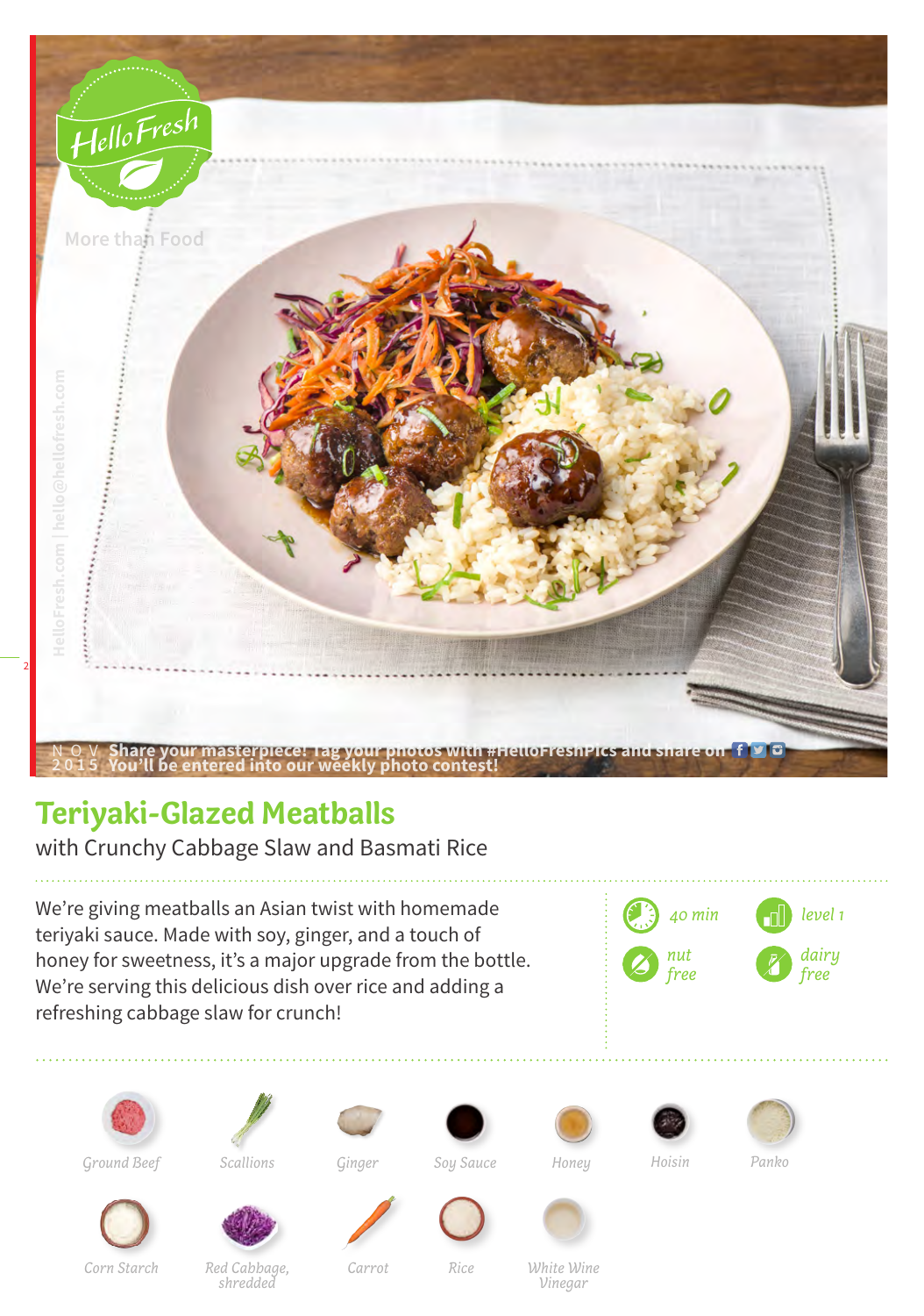HelloFresh

More than Food

NOV 2015 Share your masterpiece! Tag your photos with #HelloFreshPics and share on
You'll be entered into our weekly photo contest!

# Teriyaki-Glazed Meatballs

with Crunchy Cabbage Slaw and Basmati Rice

We're giving meatballs an Asian twist with homemade teriyaki sauce. Made with soy, ginger, and a touch of honey for sweetness, it's a major upgrade from the bottle. We're serving this delicious dish over rice and adding a refreshing cabbage slaw for crunch!

- 40 min
- level 1
- nut free
- dairy free

- Ground Beef
- Scallions
- Ginger
- Soy Sauce
- Honey
- Hoisin
- Panko
- Corn Starch
- Red Cabbage, shredded
- Carrot
- Rice
- White Wine Vinegar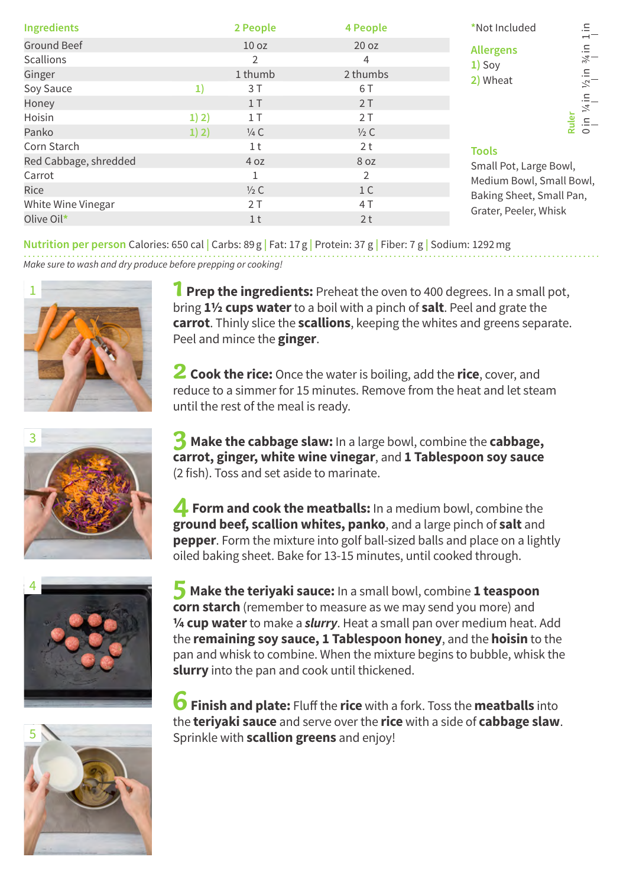| Ingredients | | 2 People | 4 People |
|---|---|---|---|
| Ground Beef | | 10 oz | 20 oz |
| Scallions | | 2 | 4 |
| Ginger | | 1 thumb | 2 thumbs |
| Soy Sauce | 1) | 3 T | 6 T |
| Honey | | 1 T | 2 T |
| Hoisin | 1) 2) | 1 T | 2 T |
| Panko | 1) 2) | ¼ C | ½ C |
| Corn Starch | | 1 t | 2 t |
| Red Cabbage, shredded | | 4 oz | 8 oz |
| Carrot | | 1 | 2 |
| Rice | | ½ C | 1 C |
| White Wine Vinegar | | 2 T | 4 T |
| Olive Oil* | | 1 t | 2 t |

*Not Included

**Allergens**
1) Soy
2) Wheat

Ruler
0 in ¼ in ½ in ¾ in 1 in

**Tools**
Small Pot, Large Bowl, Medium Bowl, Small Bowl, Baking Sheet, Small Pan, Grater, Peeler, Whisk

**Nutrition per person** Calories: 650 cal | Carbs: 89 g | Fat: 17 g | Protein: 37 g | Fiber: 7 g | Sodium: 1292 mg

*Make sure to wash and dry produce before prepping or cooking!*

**1 Prep the ingredients:** Preheat the oven to 400 degrees. In a small pot, bring **1½ cups water** to a boil with a pinch of **salt**. Peel and grate the **carrot**. Thinly slice the **scallions**, keeping the whites and greens separate. Peel and mince the **ginger**.

**2 Cook the rice:** Once the water is boiling, add the **rice**, cover, and reduce to a simmer for 15 minutes. Remove from the heat and let steam until the rest of the meal is ready.

**3 Make the cabbage slaw:** In a large bowl, combine the **cabbage, carrot, ginger, white wine vinegar**, and **1 Tablespoon soy sauce** (2 fish). Toss and set aside to marinate.

**4 Form and cook the meatballs:** In a medium bowl, combine the **ground beef, scallion whites, panko**, and a large pinch of **salt** and **pepper**. Form the mixture into golf ball-sized balls and place on a lightly oiled baking sheet. Bake for 13-15 minutes, until cooked through.

**5 Make the teriyaki sauce:** In a small bowl, combine **1 teaspoon corn starch** (remember to measure as we may send you more) and **¼ cup water** to make a ***slurry***. Heat a small pan over medium heat. Add the **remaining soy sauce, 1 Tablespoon honey**, and the **hoisin** to the pan and whisk to combine. When the mixture begins to bubble, whisk the **slurry** into the pan and cook until thickened.

**6 Finish and plate:** Fluff the **rice** with a fork. Toss the **meatballs** into the **teriyaki sauce** and serve over the **rice** with a side of **cabbage slaw**. Sprinkle with **scallion greens** and enjoy!